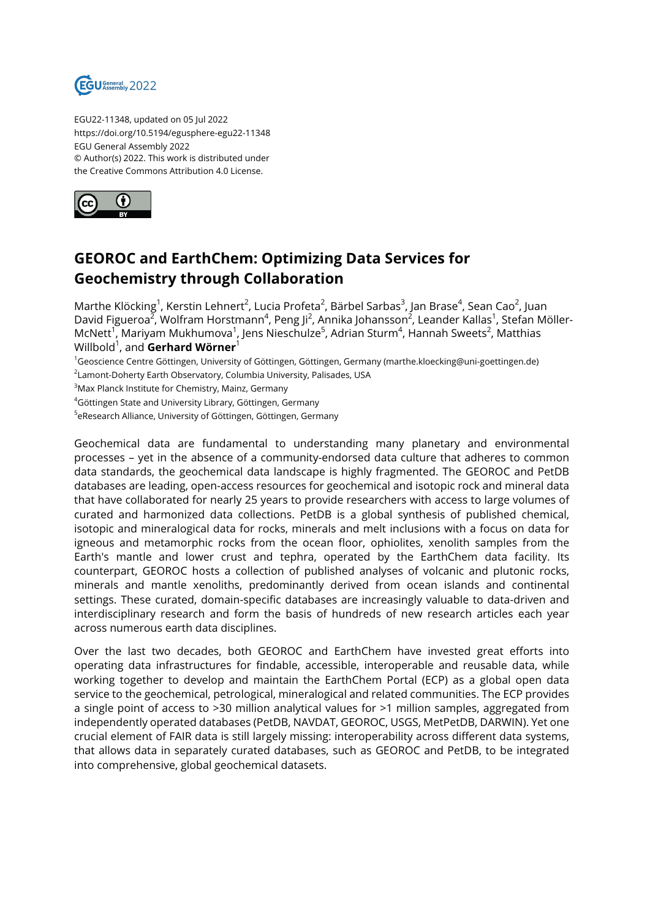EGU22-11348, updated on 05 Jul 2022
https://doi.org/10.5194/egusphere-egu22-11348
EGU General Assembly 2022
© Author(s) 2022. This work is distributed under
the Creative Commons Attribution 4.0 License.

# GEOROC and EarthChem: Optimizing Data Services for Geochemistry through Collaboration

Marthe Klöcking[1], Kerstin Lehnert[2], Lucia Profeta[2], Bärbel Sarbas[3], Jan Brase[4], Sean Cao[2], Juan David Figueroa[2], Wolfram Horstmann[4], Peng Ji[2], Annika Johansson[2], Leander Kallas[1], Stefan Möller-McNett[1], Mariyam Mukhumova[1], Jens Nieschulze[5], Adrian Sturm[4], Hannah Sweets[2], Matthias Willbold[1], and **Gerhard Wörner**[1]

[1]Geoscience Centre Göttingen, University of Göttingen, Göttingen, Germany (marthe.kloecking@uni-goettingen.de)
[2]Lamont-Doherty Earth Observatory, Columbia University, Palisades, USA
[3]Max Planck Institute for Chemistry, Mainz, Germany
[4]Göttingen State and University Library, Göttingen, Germany
[5]eResearch Alliance, University of Göttingen, Göttingen, Germany

Geochemical data are fundamental to understanding many planetary and environmental processes – yet in the absence of a community-endorsed data culture that adheres to common data standards, the geochemical data landscape is highly fragmented. The GEOROC and PetDB databases are leading, open-access resources for geochemical and isotopic rock and mineral data that have collaborated for nearly 25 years to provide researchers with access to large volumes of curated and harmonized data collections. PetDB is a global synthesis of published chemical, isotopic and mineralogical data for rocks, minerals and melt inclusions with a focus on data for igneous and metamorphic rocks from the ocean floor, ophiolites, xenolith samples from the Earth's mantle and lower crust and tephra, operated by the EarthChem data facility. Its counterpart, GEOROC hosts a collection of published analyses of volcanic and plutonic rocks, minerals and mantle xenoliths, predominantly derived from ocean islands and continental settings. These curated, domain-specific databases are increasingly valuable to data-driven and interdisciplinary research and form the basis of hundreds of new research articles each year across numerous earth data disciplines.

Over the last two decades, both GEOROC and EarthChem have invested great efforts into operating data infrastructures for findable, accessible, interoperable and reusable data, while working together to develop and maintain the EarthChem Portal (ECP) as a global open data service to the geochemical, petrological, mineralogical and related communities. The ECP provides a single point of access to >30 million analytical values for >1 million samples, aggregated from independently operated databases (PetDB, NAVDAT, GEOROC, USGS, MetPetDB, DARWIN). Yet one crucial element of FAIR data is still largely missing: interoperability across different data systems, that allows data in separately curated databases, such as GEOROC and PetDB, to be integrated into comprehensive, global geochemical datasets.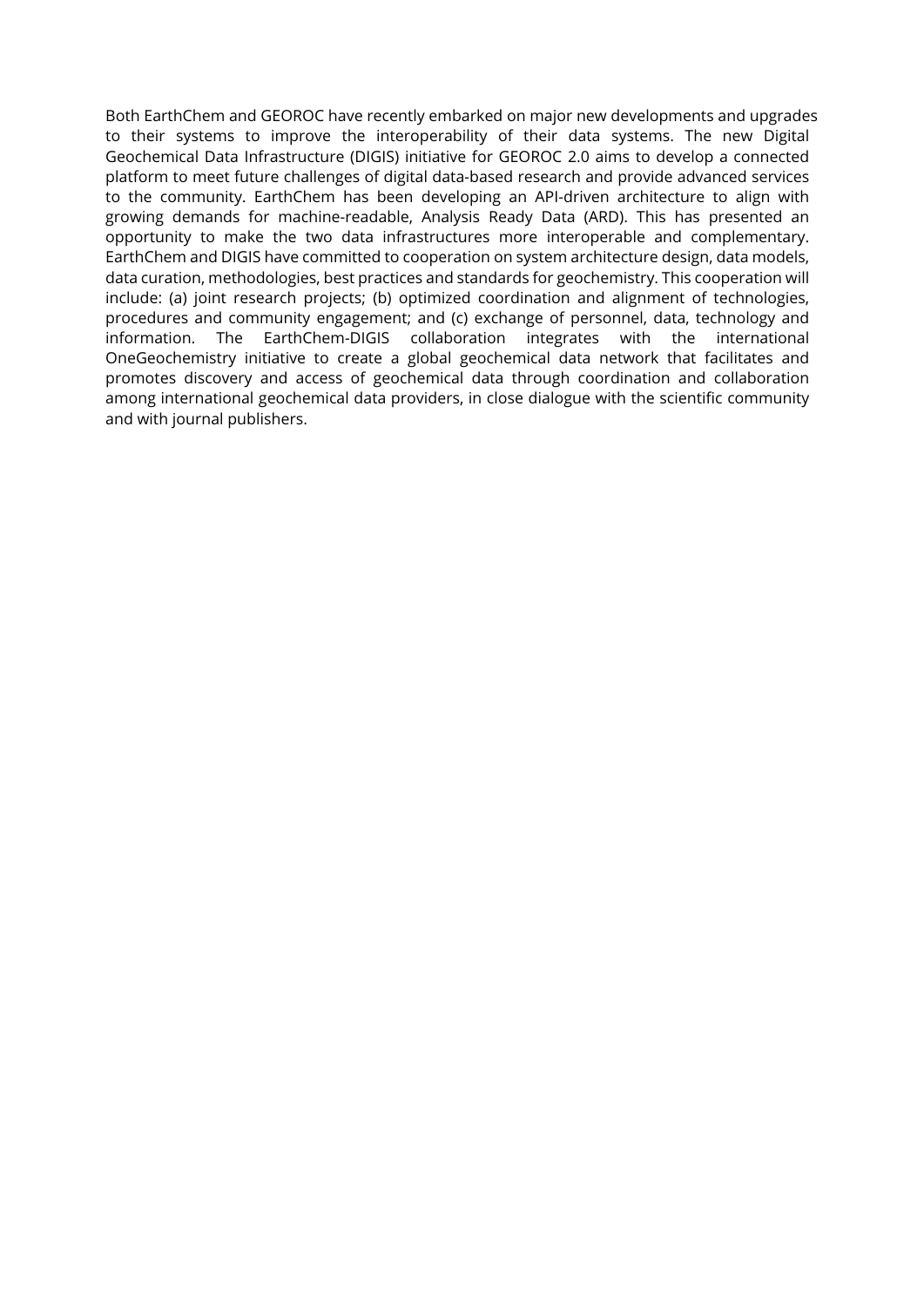Both EarthChem and GEOROC have recently embarked on major new developments and upgrades to their systems to improve the interoperability of their data systems. The new Digital Geochemical Data Infrastructure (DIGIS) initiative for GEOROC 2.0 aims to develop a connected platform to meet future challenges of digital data-based research and provide advanced services to the community. EarthChem has been developing an API-driven architecture to align with growing demands for machine-readable, Analysis Ready Data (ARD). This has presented an opportunity to make the two data infrastructures more interoperable and complementary. EarthChem and DIGIS have committed to cooperation on system architecture design, data models, data curation, methodologies, best practices and standards for geochemistry. This cooperation will include: (a) joint research projects; (b) optimized coordination and alignment of technologies, procedures and community engagement; and (c) exchange of personnel, data, technology and information. The EarthChem-DIGIS collaboration integrates with the international OneGeochemistry initiative to create a global geochemical data network that facilitates and promotes discovery and access of geochemical data through coordination and collaboration among international geochemical data providers, in close dialogue with the scientific community and with journal publishers.